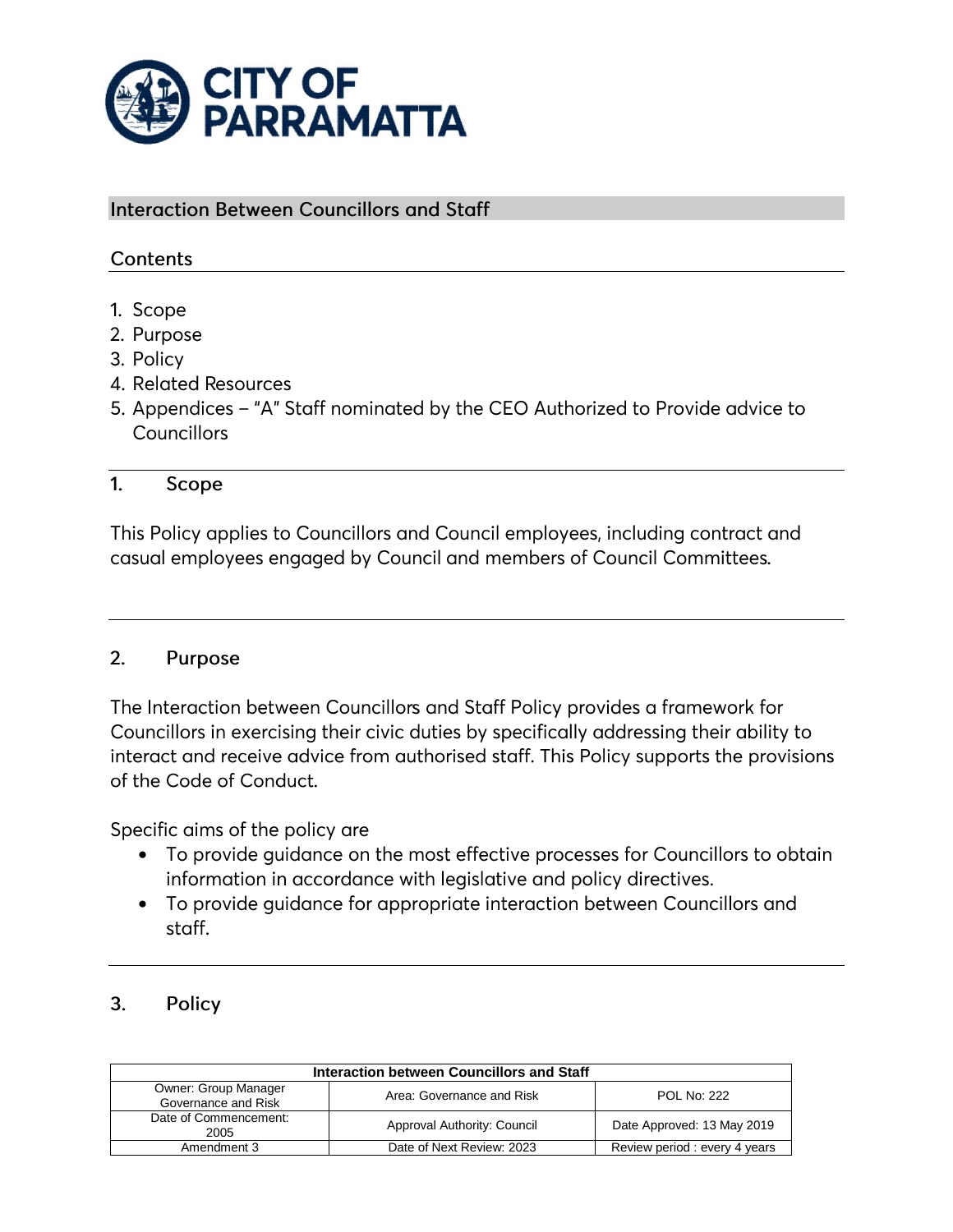# CITY OF PARRAMATTA

## Interaction Between Councillors and Staff

## Contents

1. Scope
2. Purpose
3. Policy
4. Related Resources
5. Appendices – "A" Staff nominated by the CEO Authorized to Provide advice to Councillors

## 1. Scope

This Policy applies to Councillors and Council employees, including contract and casual employees engaged by Council and members of Council Committees.

## 2. Purpose

The Interaction between Councillors and Staff Policy provides a framework for Councillors in exercising their civic duties by specifically addressing their ability to interact and receive advice from authorised staff. This Policy supports the provisions of the Code of Conduct.

Specific aims of the policy are

- To provide guidance on the most effective processes for Councillors to obtain information in accordance with legislative and policy directives.
- To provide guidance for appropriate interaction between Councillors and staff.

## 3. Policy

| Interaction between Councillors and Staff | | |
|---|---|---|
| Owner: Group Manager Governance and Risk | Area: Governance and Risk | POL No: 222 |
| Date of Commencement: 2005 | Approval Authority: Council | Date Approved: 13 May 2019 |
| Amendment 3 | Date of Next Review: 2023 | Review period : every 4 years |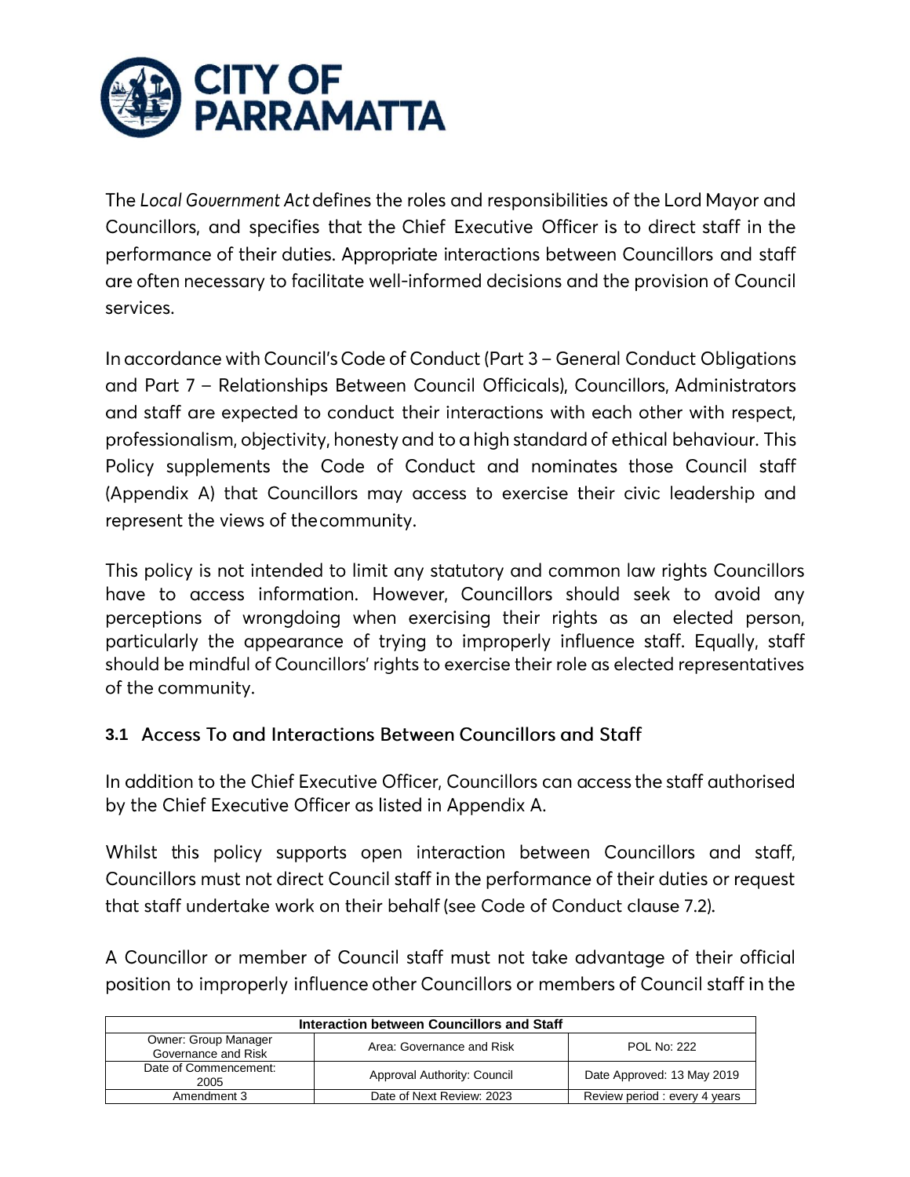The *Local Government Act* defines the roles and responsibilities of the Lord Mayor and Councillors, and specifies that the Chief Executive Officer is to direct staff in the performance of their duties. Appropriate interactions between Councillors and staff are often necessary to facilitate well-informed decisions and the provision of Council services.

In accordance with Council's Code of Conduct (Part 3 – General Conduct Obligations and Part 7 – Relationships Between Council Officicals), Councillors, Administrators and staff are expected to conduct their interactions with each other with respect, professionalism, objectivity, honesty and to a high standard of ethical behaviour. This Policy supplements the Code of Conduct and nominates those Council staff (Appendix A) that Councillors may access to exercise their civic leadership and represent the views of thecommunity.

This policy is not intended to limit any statutory and common law rights Councillors have to access information. However, Councillors should seek to avoid any perceptions of wrongdoing when exercising their rights as an elected person, particularly the appearance of trying to improperly influence staff. Equally, staff should be mindful of Councillors' rights to exercise their role as elected representatives of the community.

### 3.1 Access To and Interactions Between Councillors and Staff

In addition to the Chief Executive Officer, Councillors can access the staff authorised by the Chief Executive Officer as listed in Appendix A.

Whilst this policy supports open interaction between Councillors and staff, Councillors must not direct Council staff in the performance of their duties or request that staff undertake work on their behalf (see Code of Conduct clause 7.2).

A Councillor or member of Council staff must not take advantage of their official position to improperly influence other Councillors or members of Council staff in the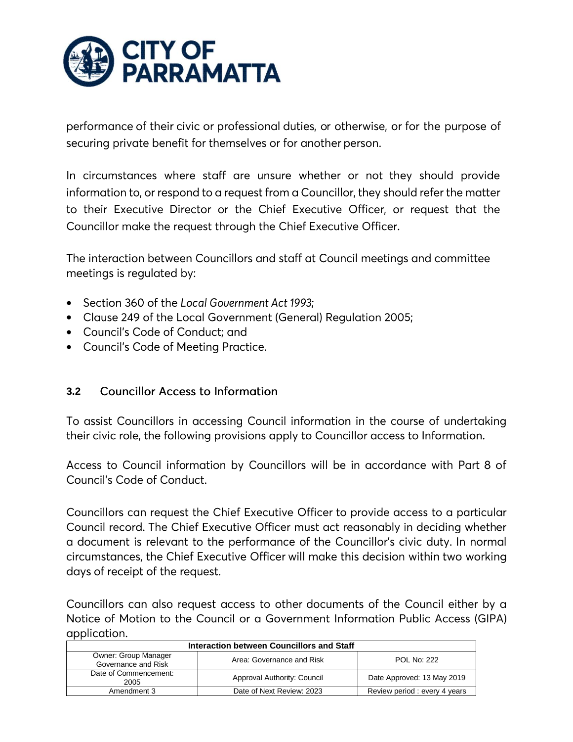performance of their civic or professional duties, or otherwise, or for the purpose of securing private benefit for themselves or for another person.

In circumstances where staff are unsure whether or not they should provide information to, or respond to a request from a Councillor, they should refer the matter to their Executive Director or the Chief Executive Officer, or request that the Councillor make the request through the Chief Executive Officer.

The interaction between Councillors and staff at Council meetings and committee meetings is regulated by:

- Section 360 of the *Local Government Act 1993*;
- Clause 249 of the Local Government (General) Regulation 2005;
- Council's Code of Conduct; and
- Council's Code of Meeting Practice.

### 3.2 Councillor Access to Information

To assist Councillors in accessing Council information in the course of undertaking their civic role, the following provisions apply to Councillor access to Information.

Access to Council information by Councillors will be in accordance with Part 8 of Council's Code of Conduct.

Councillors can request the Chief Executive Officer to provide access to a particular Council record. The Chief Executive Officer must act reasonably in deciding whether a document is relevant to the performance of the Councillor's civic duty. In normal circumstances, the Chief Executive Officer will make this decision within two working days of receipt of the request.

Councillors can also request access to other documents of the Council either by a Notice of Motion to the Council or a Government Information Public Access (GIPA) application.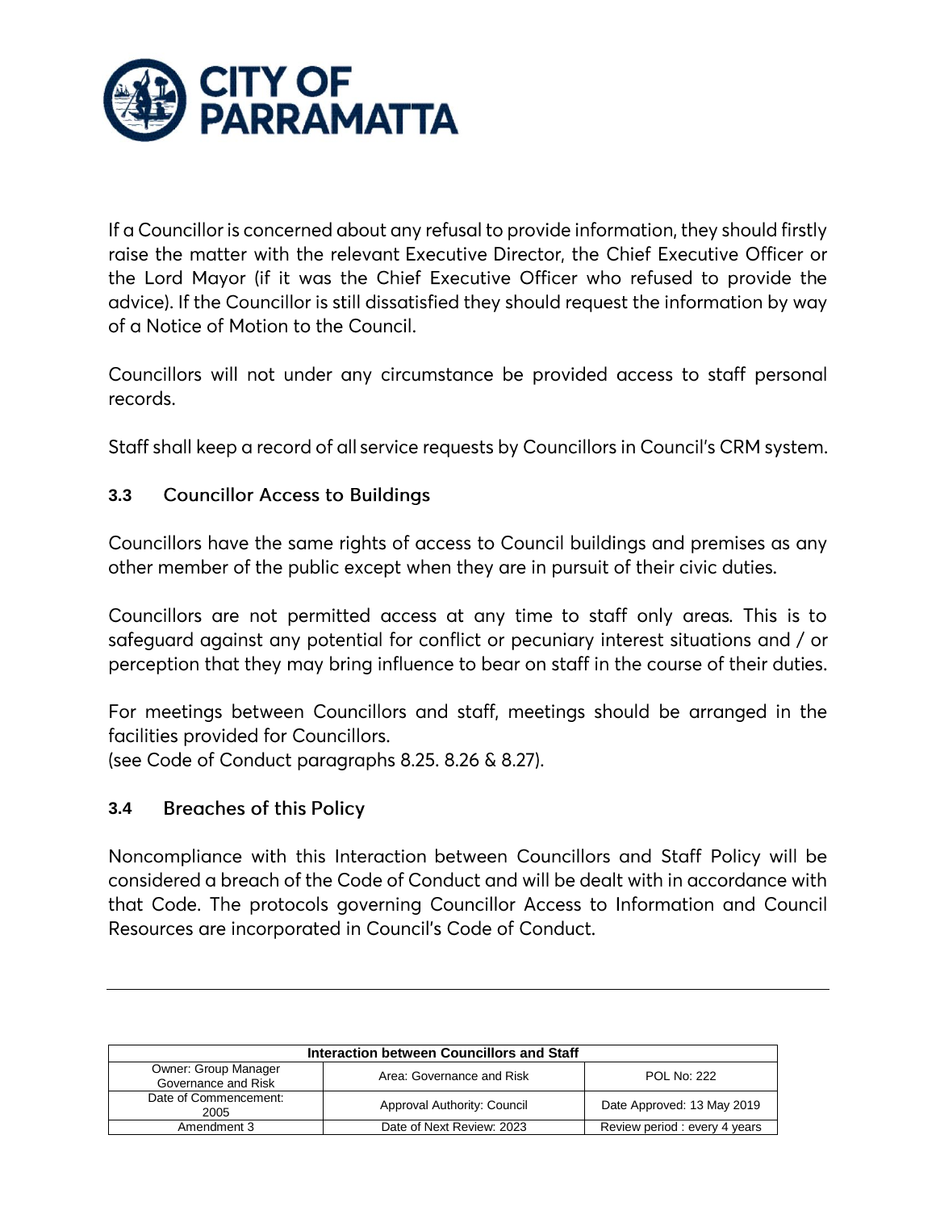If a Councillor is concerned about any refusal to provide information, they should firstly raise the matter with the relevant Executive Director, the Chief Executive Officer or the Lord Mayor (if it was the Chief Executive Officer who refused to provide the advice). If the Councillor is still dissatisfied they should request the information by way of a Notice of Motion to the Council.

Councillors will not under any circumstance be provided access to staff personal records.

Staff shall keep a record of all service requests by Councillors in Council's CRM system.

### 3.3 Councillor Access to Buildings

Councillors have the same rights of access to Council buildings and premises as any other member of the public except when they are in pursuit of their civic duties.

Councillors are not permitted access at any time to staff only areas. This is to safeguard against any potential for conflict or pecuniary interest situations and / or perception that they may bring influence to bear on staff in the course of their duties.

For meetings between Councillors and staff, meetings should be arranged in the facilities provided for Councillors.
(see Code of Conduct paragraphs 8.25. 8.26 & 8.27).

### 3.4 Breaches of this Policy

Noncompliance with this Interaction between Councillors and Staff Policy will be considered a breach of the Code of Conduct and will be dealt with in accordance with that Code. The protocols governing Councillor Access to Information and Council Resources are incorporated in Council's Code of Conduct.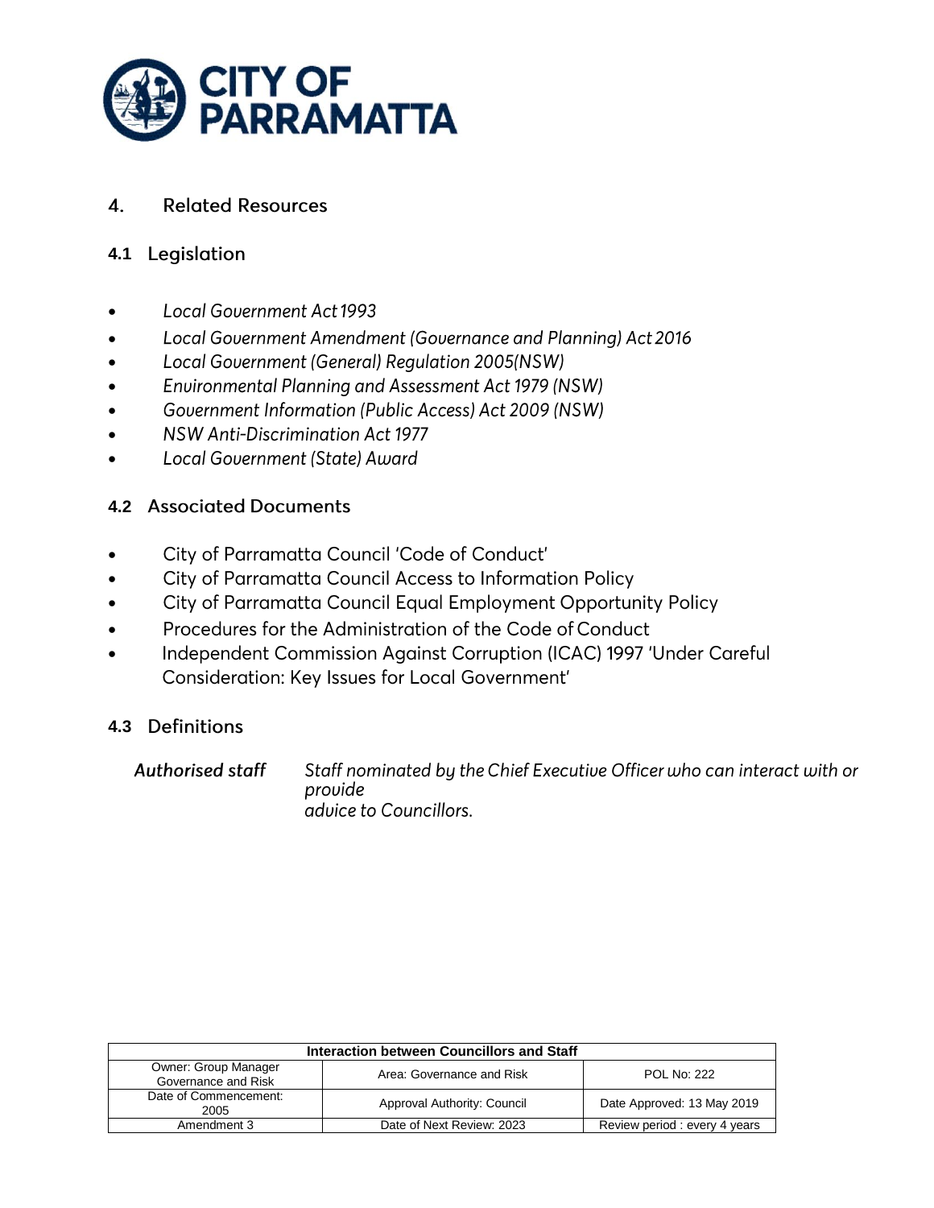## 4. Related Resources

### 4.1 Legislation

- *Local Government Act 1993*
- *Local Government Amendment (Governance and Planning) Act 2016*
- *Local Government (General) Regulation 2005(NSW)*
- *Environmental Planning and Assessment Act 1979 (NSW)*
- *Government Information (Public Access) Act 2009 (NSW)*
- *NSW Anti-Discrimination Act 1977*
- *Local Government (State) Award*

### 4.2 Associated Documents

- City of Parramatta Council 'Code of Conduct'
- City of Parramatta Council Access to Information Policy
- City of Parramatta Council Equal Employment Opportunity Policy
- Procedures for the Administration of the Code of Conduct
- Independent Commission Against Corruption (ICAC) 1997 'Under Careful Consideration: Key Issues for Local Government'

### 4.3 Definitions

| | |
|---|---|
| ***Authorised staff*** | *Staff nominated by the Chief Executive Officer who can interact with or provide advice to Councillors.* |

| Interaction between Councillors and Staff | | |
|---|---|---|
| Owner: Group Manager Governance and Risk | Area: Governance and Risk | POL No: 222 |
| Date of Commencement: 2005 | Approval Authority: Council | Date Approved: 13 May 2019 |
| Amendment 3 | Date of Next Review: 2023 | Review period : every 4 years |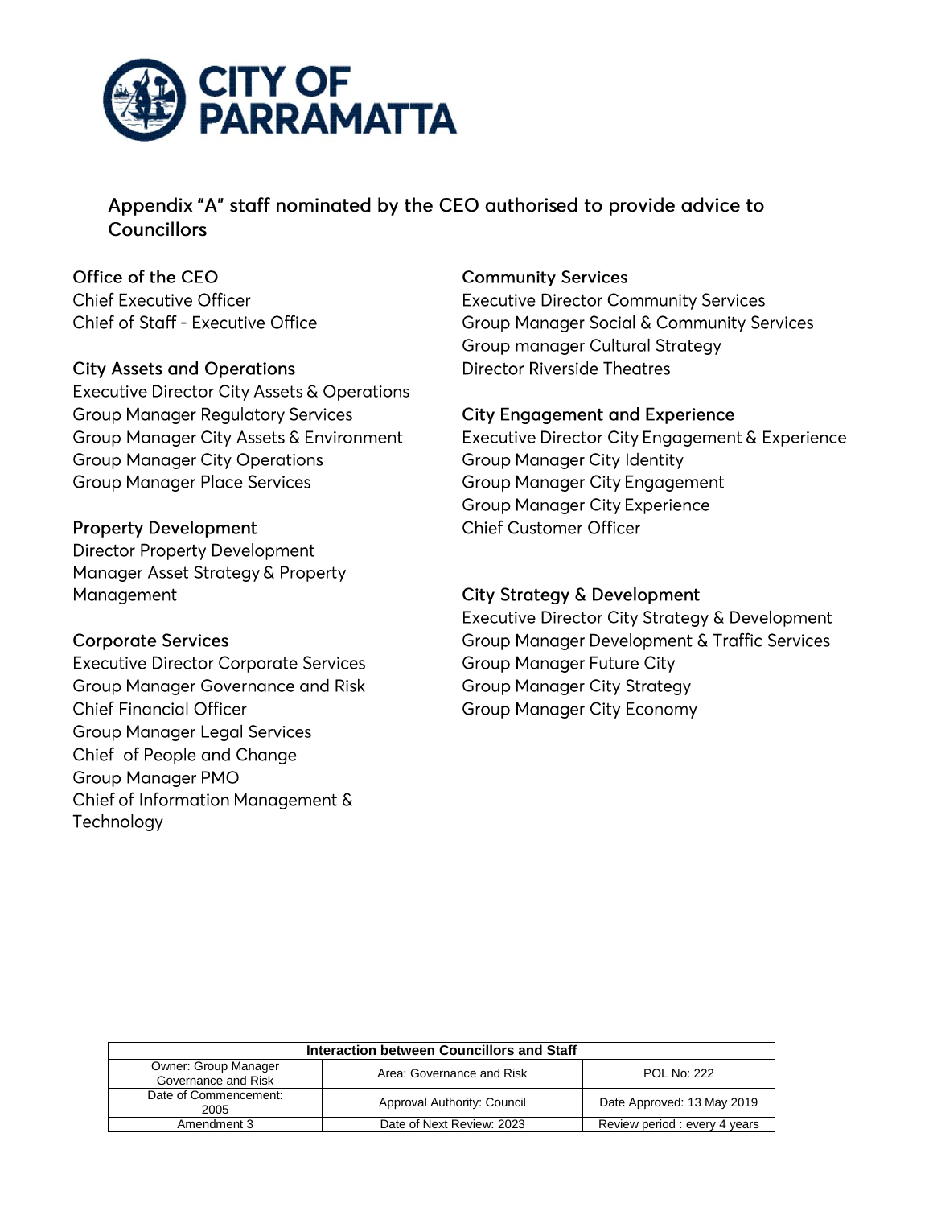## Appendix "A" staff nominated by the CEO authorised to provide advice to Councillors

### Office of the CEO

Chief Executive Officer
Chief of Staff - Executive Office

### City Assets and Operations

Executive Director City Assets & Operations
Group Manager Regulatory Services
Group Manager City Assets & Environment
Group Manager City Operations
Group Manager Place Services

### Property Development

Director Property Development
Manager Asset Strategy & Property Management

### Corporate Services

Executive Director Corporate Services
Group Manager Governance and Risk
Chief Financial Officer
Group Manager Legal Services
Chief of People and Change
Group Manager PMO
Chief of Information Management & Technology

### Community Services

Executive Director Community Services
Group Manager Social & Community Services
Group manager Cultural Strategy
Director Riverside Theatres

### City Engagement and Experience

Executive Director City Engagement & Experience
Group Manager City Identity
Group Manager City Engagement
Group Manager City Experience
Chief Customer Officer

### City Strategy & Development

Executive Director City Strategy & Development
Group Manager Development & Traffic Services
Group Manager Future City
Group Manager City Strategy
Group Manager City Economy